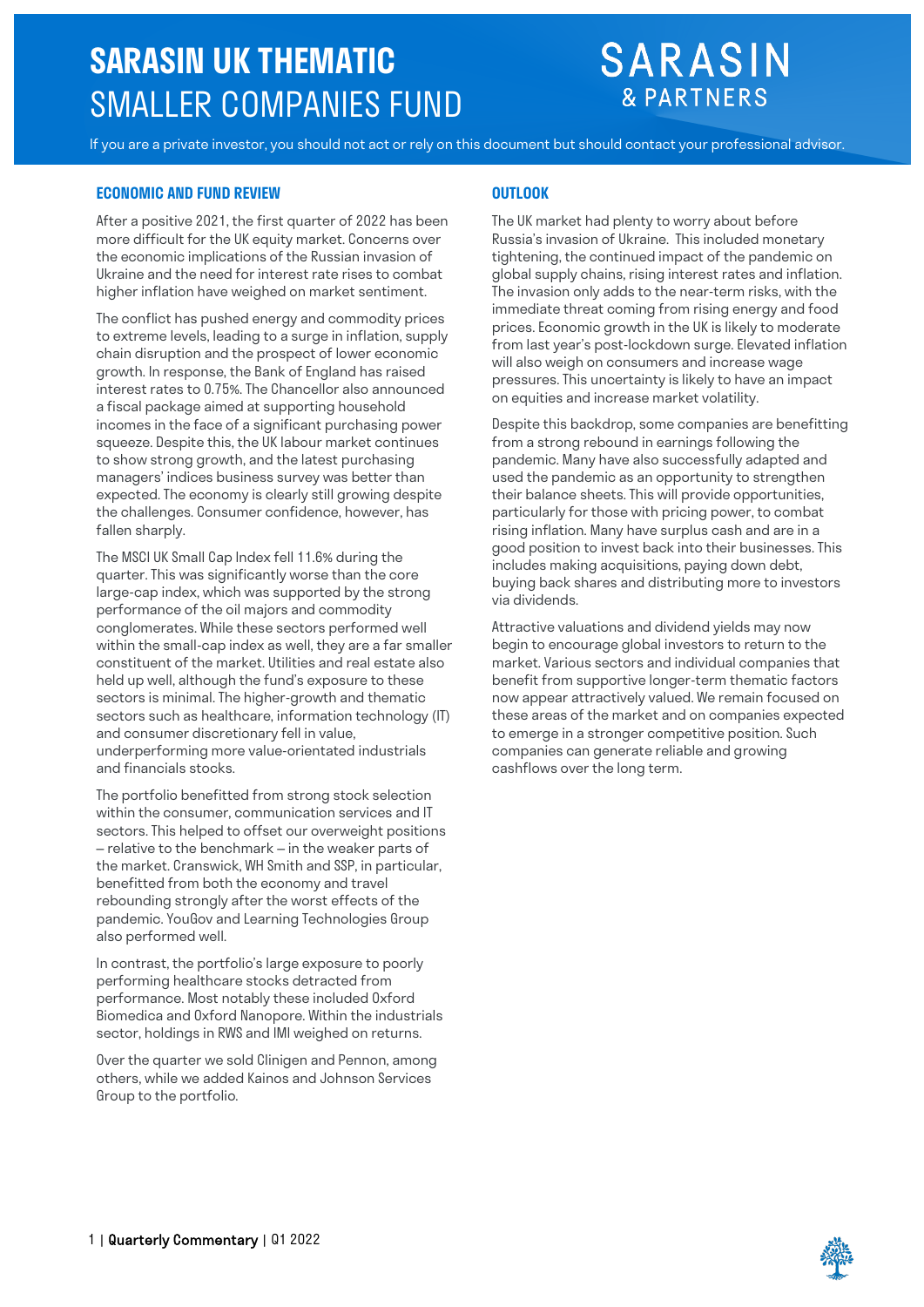# SARASIN UK THEMATIC SMALLER COMPANIES FUND

SARASIN & PARTNERS

If you are a private investor, you should not act or rely on this document but should contact your professional advisor.

## ECONOMIC AND FUND REVIEW

After a positive 2021, the first quarter of 2022 has been more difficult for the UK equity market. Concerns over the economic implications of the Russian invasion of Ukraine and the need for interest rate rises to combat higher inflation have weighed on market sentiment.

The conflict has pushed energy and commodity prices to extreme levels, leading to a surge in inflation, supply chain disruption and the prospect of lower economic growth. In response, the Bank of England has raised interest rates to 0.75%. The Chancellor also announced a fiscal package aimed at supporting household incomes in the face of a significant purchasing power squeeze. Despite this, the UK labour market continues to show strong growth, and the latest purchasing managers' indices business survey was better than expected. The economy is clearly still growing despite the challenges. Consumer confidence, however, has fallen sharply.

The MSCI UK Small Cap Index fell 11.6% during the quarter. This was significantly worse than the core large-cap index, which was supported by the strong performance of the oil majors and commodity conglomerates. While these sectors performed well within the small-cap index as well, they are a far smaller constituent of the market. Utilities and real estate also held up well, although the fund's exposure to these sectors is minimal. The higher-growth and thematic sectors such as healthcare, information technology (IT) and consumer discretionary fell in value, underperforming more value-orientated industrials and financials stocks.

The portfolio benefitted from strong stock selection within the consumer, communication services and IT sectors. This helped to offset our overweight positions – relative to the benchmark – in the weaker parts of the market. Cranswick, WH Smith and SSP, in particular, benefitted from both the economy and travel rebounding strongly after the worst effects of the pandemic. YouGov and Learning Technologies Group also performed well.

In contrast, the portfolio's large exposure to poorly performing healthcare stocks detracted from performance. Most notably these included Oxford Biomedica and Oxford Nanopore. Within the industrials sector, holdings in RWS and IMI weighed on returns.

Over the quarter we sold Clinigen and Pennon, among others, while we added Kainos and Johnson Services Group to the portfolio.

## OUTLOOK

The UK market had plenty to worry about before Russia's invasion of Ukraine. This included monetary tightening, the continued impact of the pandemic on global supply chains, rising interest rates and inflation. The invasion only adds to the near-term risks, with the immediate threat coming from rising energy and food prices. Economic growth in the UK is likely to moderate from last year's post-lockdown surge. Elevated inflation will also weigh on consumers and increase wage pressures. This uncertainty is likely to have an impact on equities and increase market volatility.

Despite this backdrop, some companies are benefitting from a strong rebound in earnings following the pandemic. Many have also successfully adapted and used the pandemic as an opportunity to strengthen their balance sheets. This will provide opportunities, particularly for those with pricing power, to combat rising inflation. Many have surplus cash and are in a good position to invest back into their businesses. This includes making acquisitions, paying down debt, buying back shares and distributing more to investors via dividends.

Attractive valuations and dividend yields may now begin to encourage global investors to return to the market. Various sectors and individual companies that benefit from supportive longer-term thematic factors now appear attractively valued. We remain focused on these areas of the market and on companies expected to emerge in a stronger competitive position. Such companies can generate reliable and growing cashflows over the long term.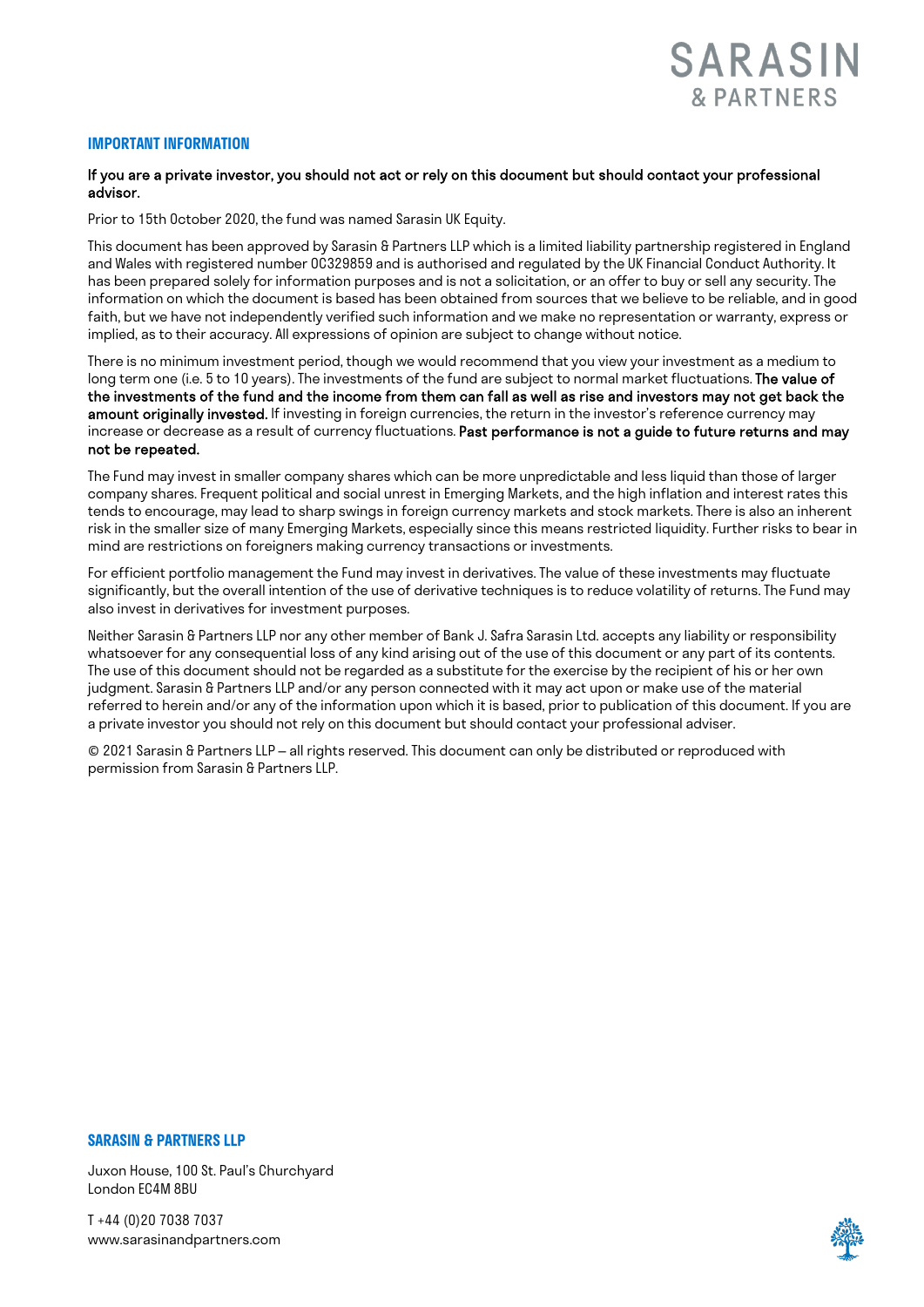## IMPORTANT INFORMATION

**If you are a private investor, you should not act or rely on this document but should contact your professional advisor.**

Prior to 15th October 2020, the fund was named Sarasin UK Equity.

This document has been approved by Sarasin & Partners LLP which is a limited liability partnership registered in England and Wales with registered number OC329859 and is authorised and regulated by the UK Financial Conduct Authority. It has been prepared solely for information purposes and is not a solicitation, or an offer to buy or sell any security. The information on which the document is based has been obtained from sources that we believe to be reliable, and in good faith, but we have not independently verified such information and we make no representation or warranty, express or implied, as to their accuracy. All expressions of opinion are subject to change without notice.

There is no minimum investment period, though we would recommend that you view your investment as a medium to long term one (i.e. 5 to 10 years). The investments of the fund are subject to normal market fluctuations. **The value of the investments of the fund and the income from them can fall as well as rise and investors may not get back the amount originally invested.** If investing in foreign currencies, the return in the investor's reference currency may increase or decrease as a result of currency fluctuations. **Past performance is not a guide to future returns and may not be repeated.**

The Fund may invest in smaller company shares which can be more unpredictable and less liquid than those of larger company shares. Frequent political and social unrest in Emerging Markets, and the high inflation and interest rates this tends to encourage, may lead to sharp swings in foreign currency markets and stock markets. There is also an inherent risk in the smaller size of many Emerging Markets, especially since this means restricted liquidity. Further risks to bear in mind are restrictions on foreigners making currency transactions or investments.

For efficient portfolio management the Fund may invest in derivatives. The value of these investments may fluctuate significantly, but the overall intention of the use of derivative techniques is to reduce volatility of returns. The Fund may also invest in derivatives for investment purposes.

Neither Sarasin & Partners LLP nor any other member of Bank J. Safra Sarasin Ltd. accepts any liability or responsibility whatsoever for any consequential loss of any kind arising out of the use of this document or any part of its contents. The use of this document should not be regarded as a substitute for the exercise by the recipient of his or her own judgment. Sarasin & Partners LLP and/or any person connected with it may act upon or make use of the material referred to herein and/or any of the information upon which it is based, prior to publication of this document. If you are a private investor you should not rely on this document but should contact your professional adviser.

© 2021 Sarasin & Partners LLP – all rights reserved. This document can only be distributed or reproduced with permission from Sarasin & Partners LLP.

## SARASIN & PARTNERS LLP

Juxon House, 100 St. Paul's Churchyard
London EC4M 8BU

T +44 (0)20 7038 7037
www.sarasinandpartners.com